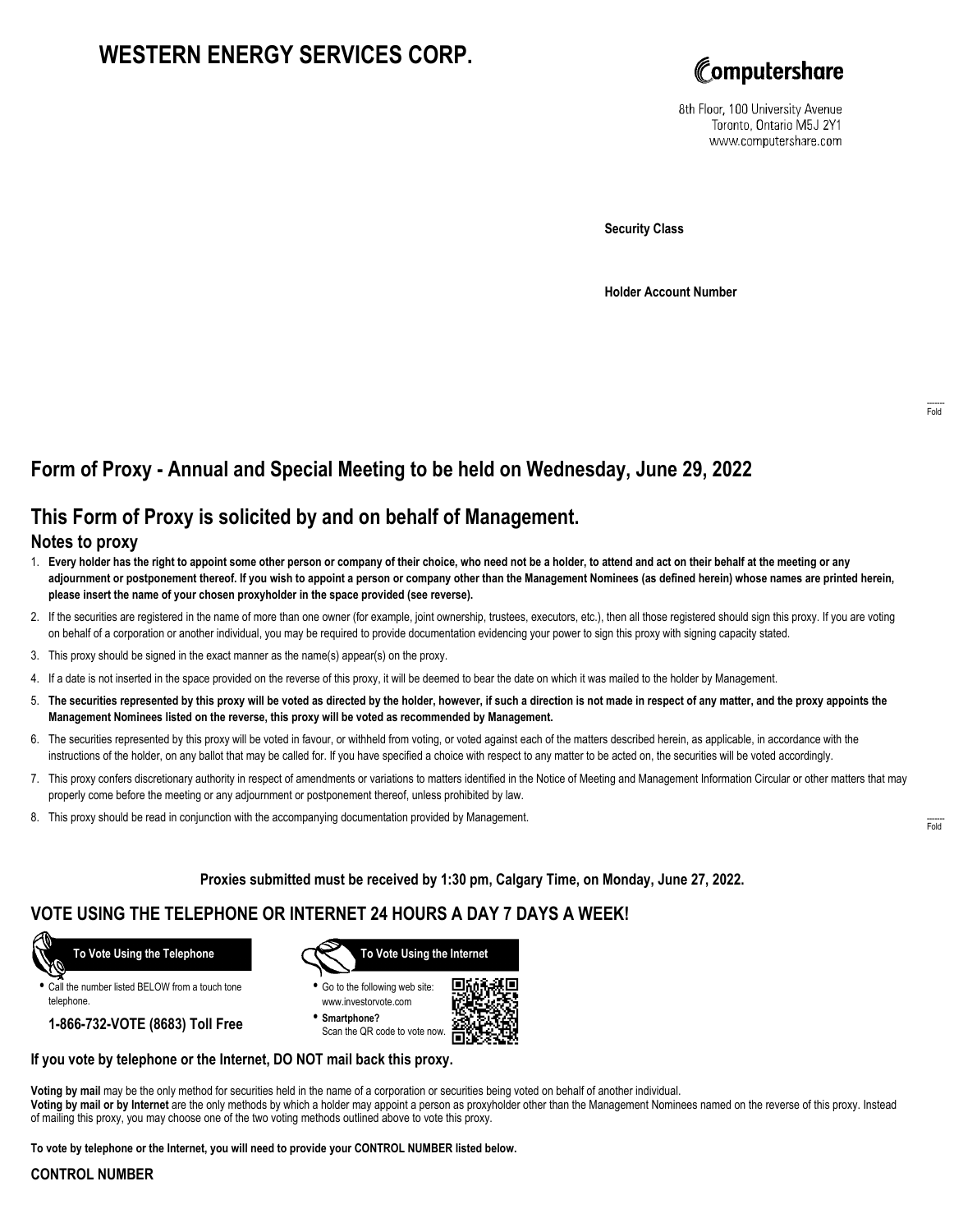# WESTERN ENERGY SERVICES CORP.

Computershare

8th Floor, 100 University Avenue
Toronto, Ontario M5J 2Y1
www.computershare.com

**Security Class**

**Holder Account Number**

## Form of Proxy - Annual and Special Meeting to be held on Wednesday, June 29, 2022

## This Form of Proxy is solicited by and on behalf of Management.

### Notes to proxy

1. **Every holder has the right to appoint some other person or company of their choice, who need not be a holder, to attend and act on their behalf at the meeting or any adjournment or postponement thereof. If you wish to appoint a person or company other than the Management Nominees (as defined herein) whose names are printed herein, please insert the name of your chosen proxyholder in the space provided (see reverse).**
2. If the securities are registered in the name of more than one owner (for example, joint ownership, trustees, executors, etc.), then all those registered should sign this proxy. If you are voting on behalf of a corporation or another individual, you may be required to provide documentation evidencing your power to sign this proxy with signing capacity stated.
3. This proxy should be signed in the exact manner as the name(s) appear(s) on the proxy.
4. If a date is not inserted in the space provided on the reverse of this proxy, it will be deemed to bear the date on which it was mailed to the holder by Management.
5. **The securities represented by this proxy will be voted as directed by the holder, however, if such a direction is not made in respect of any matter, and the proxy appoints the Management Nominees listed on the reverse, this proxy will be voted as recommended by Management.**
6. The securities represented by this proxy will be voted in favour, or withheld from voting, or voted against each of the matters described herein, as applicable, in accordance with the instructions of the holder, on any ballot that may be called for. If you have specified a choice with respect to any matter to be acted on, the securities will be voted accordingly.
7. This proxy confers discretionary authority in respect of amendments or variations to matters identified in the Notice of Meeting and Management Information Circular or other matters that may properly come before the meeting or any adjournment or postponement thereof, unless prohibited by law.
8. This proxy should be read in conjunction with the accompanying documentation provided by Management.

**Proxies submitted must be received by 1:30 pm, Calgary Time, on Monday, June 27, 2022.**

## VOTE USING THE TELEPHONE OR INTERNET 24 HOURS A DAY 7 DAYS A WEEK!

**To Vote Using the Telephone**

- Call the number listed BELOW from a touch tone telephone.

**1-866-732-VOTE (8683) Toll Free**

**To Vote Using the Internet**

- Go to the following web site: www.investorvote.com
- **Smartphone?** Scan the QR code to vote now.

**If you vote by telephone or the Internet, DO NOT mail back this proxy.**

**Voting by mail** may be the only method for securities held in the name of a corporation or securities being voted on behalf of another individual.
**Voting by mail or by Internet** are the only methods by which a holder may appoint a person as proxyholder other than the Management Nominees named on the reverse of this proxy. Instead of mailing this proxy, you may choose one of the two voting methods outlined above to vote this proxy.

**To vote by telephone or the Internet, you will need to provide your CONTROL NUMBER listed below.**

**CONTROL NUMBER**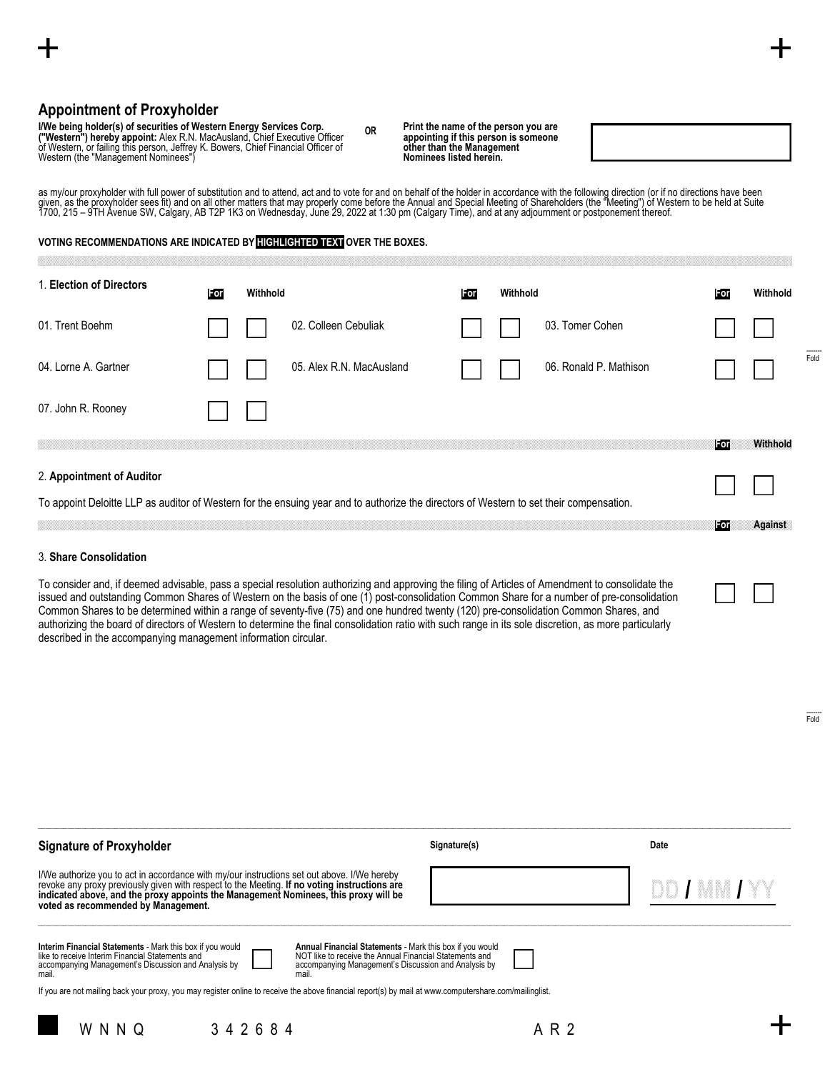## Appointment of Proxyholder

**I/We being holder(s) of securities of Western Energy Services Corp. ("Western") hereby appoint:** Alex R.N. MacAusland, Chief Executive Officer of Western, or failing this person, Jeffrey K. Bowers, Chief Financial Officer of Western (the "Management Nominees")

**OR**

**Print the name of the person you are appointing if this person is someone other than the Management Nominees listed herein.**

as my/our proxyholder with full power of substitution and to attend, act and to vote for and on behalf of the holder in accordance with the following direction (or if no directions have been given, as the proxyholder sees fit) and on all other matters that may properly come before the Annual and Special Meeting of Shareholders (the "Meeting") of Western to be held at Suite 1700, 215 – 9TH Avenue SW, Calgary, AB T2P 1K3 on Wednesday, June 29, 2022 at 1:30 pm (Calgary Time), and at any adjournment or postponement thereof.

**VOTING RECOMMENDATIONS ARE INDICATED BY HIGHLIGHTED TEXT OVER THE BOXES.**

### 1. Election of Directors

| | For | Withhold | | For | Withhold | | For | Withhold |
|---|---|---|---|---|---|---|---|---|
| 01. Trent Boehm | ☐ | ☐ | 02. Colleen Cebuliak | ☐ | ☐ | 03. Tomer Cohen | ☐ | ☐ |
| 04. Lorne A. Gartner | ☐ | ☐ | 05. Alex R.N. MacAusland | ☐ | ☐ | 06. Ronald P. Mathison | ☐ | ☐ |
| 07. John R. Rooney | ☐ | ☐ | | | | | | |

### 2. Appointment of Auditor

For ☐ Withhold ☐

To appoint Deloitte LLP as auditor of Western for the ensuing year and to authorize the directors of Western to set their compensation.

### 3. Share Consolidation

For ☐ Against ☐

To consider and, if deemed advisable, pass a special resolution authorizing and approving the filing of Articles of Amendment to consolidate the issued and outstanding Common Shares of Western on the basis of one (1) post-consolidation Common Share for a number of pre-consolidation Common Shares to be determined within a range of seventy-five (75) and one hundred twenty (120) pre-consolidation Common Shares, and authorizing the board of directors of Western to determine the final consolidation ratio with such range in its sole discretion, as more particularly described in the accompanying management information circular.

Fold

Fold

## Signature of Proxyholder

I/We authorize you to act in accordance with my/our instructions set out above. I/We hereby revoke any proxy previously given with respect to the Meeting. **If no voting instructions are indicated above, and the proxy appoints the Management Nominees, this proxy will be voted as recommended by Management.**

Signature(s)

Date

DD / MM / YY

**Interim Financial Statements** - Mark this box if you would like to receive Interim Financial Statements and accompanying Management's Discussion and Analysis by mail. ☐

**Annual Financial Statements** - Mark this box if you would NOT like to receive the Annual Financial Statements and accompanying Management's Discussion and Analysis by mail. ☐

If you are not mailing back your proxy, you may register online to receive the above financial report(s) by mail at www.computershare.com/mailinglist.

W N N Q 3 4 2 6 8 4 A R 2